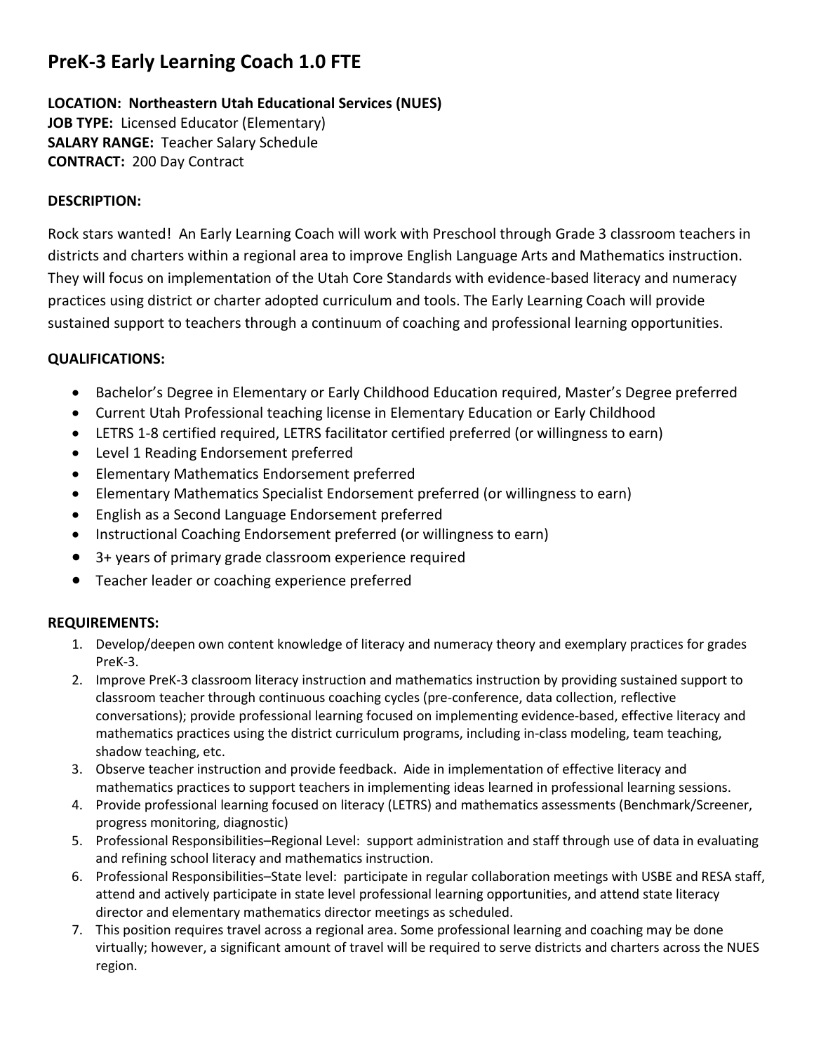# PreK-3 Early Learning Coach 1.0 FTE

**LOCATION: Northeastern Utah Educational Services (NUES)**
**JOB TYPE:** Licensed Educator (Elementary)
**SALARY RANGE:** Teacher Salary Schedule
**CONTRACT:** 200 Day Contract

**DESCRIPTION:**

Rock stars wanted! An Early Learning Coach will work with Preschool through Grade 3 classroom teachers in districts and charters within a regional area to improve English Language Arts and Mathematics instruction. They will focus on implementation of the Utah Core Standards with evidence-based literacy and numeracy practices using district or charter adopted curriculum and tools. The Early Learning Coach will provide sustained support to teachers through a continuum of coaching and professional learning opportunities.

**QUALIFICATIONS:**

- Bachelor's Degree in Elementary or Early Childhood Education required, Master's Degree preferred
- Current Utah Professional teaching license in Elementary Education or Early Childhood
- LETRS 1-8 certified required, LETRS facilitator certified preferred (or willingness to earn)
- Level 1 Reading Endorsement preferred
- Elementary Mathematics Endorsement preferred
- Elementary Mathematics Specialist Endorsement preferred (or willingness to earn)
- English as a Second Language Endorsement preferred
- Instructional Coaching Endorsement preferred (or willingness to earn)
- 3+ years of primary grade classroom experience required
- Teacher leader or coaching experience preferred

**REQUIREMENTS:**

1. Develop/deepen own content knowledge of literacy and numeracy theory and exemplary practices for grades PreK-3.
2. Improve PreK-3 classroom literacy instruction and mathematics instruction by providing sustained support to classroom teacher through continuous coaching cycles (pre-conference, data collection, reflective conversations); provide professional learning focused on implementing evidence-based, effective literacy and mathematics practices using the district curriculum programs, including in-class modeling, team teaching, shadow teaching, etc.
3. Observe teacher instruction and provide feedback. Aide in implementation of effective literacy and mathematics practices to support teachers in implementing ideas learned in professional learning sessions.
4. Provide professional learning focused on literacy (LETRS) and mathematics assessments (Benchmark/Screener, progress monitoring, diagnostic)
5. Professional Responsibilities–Regional Level: support administration and staff through use of data in evaluating and refining school literacy and mathematics instruction.
6. Professional Responsibilities–State level: participate in regular collaboration meetings with USBE and RESA staff, attend and actively participate in state level professional learning opportunities, and attend state literacy director and elementary mathematics director meetings as scheduled.
7. This position requires travel across a regional area. Some professional learning and coaching may be done virtually; however, a significant amount of travel will be required to serve districts and charters across the NUES region.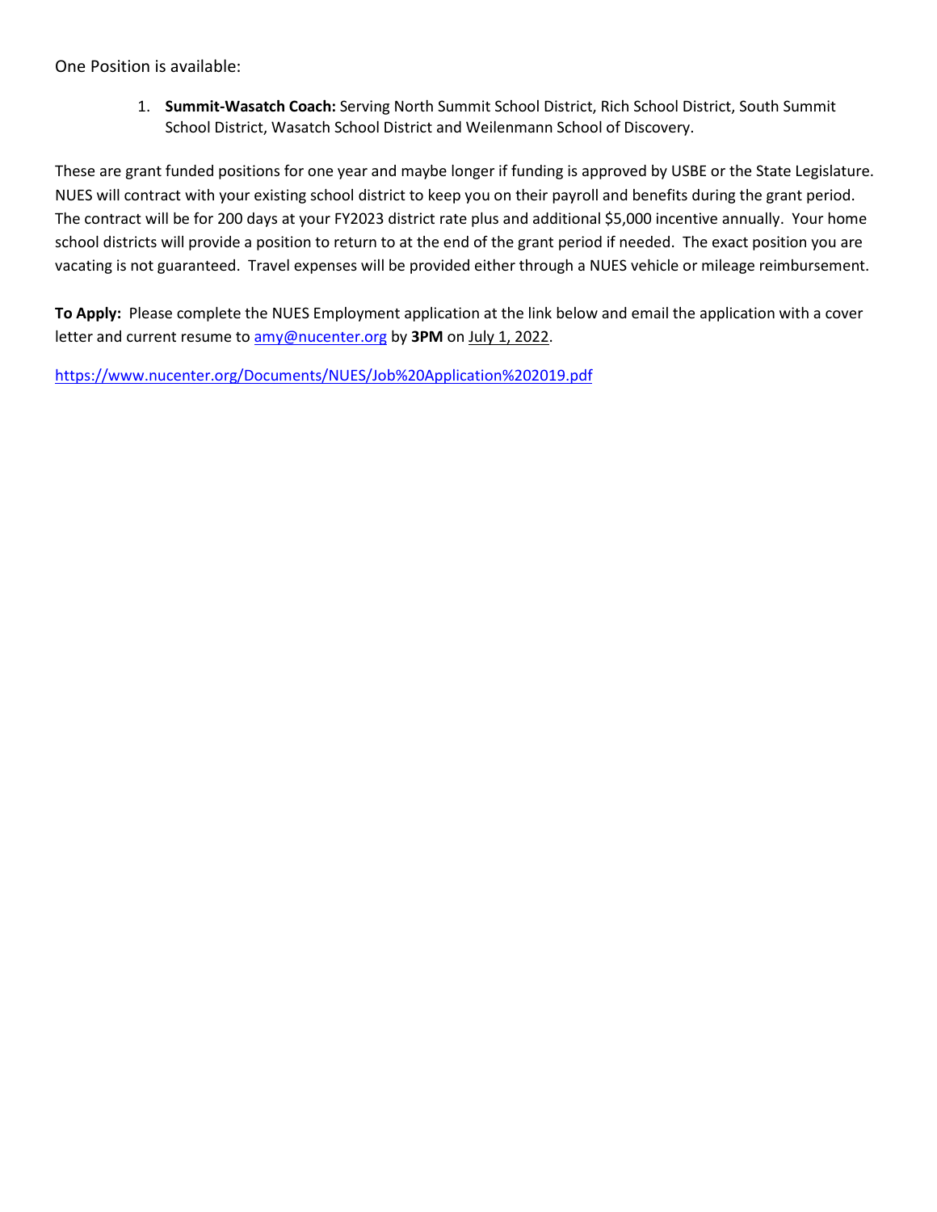One Position is available:

1. **Summit-Wasatch Coach:** Serving North Summit School District, Rich School District, South Summit School District, Wasatch School District and Weilenmann School of Discovery.

These are grant funded positions for one year and maybe longer if funding is approved by USBE or the State Legislature. NUES will contract with your existing school district to keep you on their payroll and benefits during the grant period. The contract will be for 200 days at your FY2023 district rate plus and additional $5,000 incentive annually. Your home school districts will provide a position to return to at the end of the grant period if needed. The exact position you are vacating is not guaranteed. Travel expenses will be provided either through a NUES vehicle or mileage reimbursement.

**To Apply:** Please complete the NUES Employment application at the link below and email the application with a cover letter and current resume to [amy@nucenter.org](mailto:amy@nucenter.org) by **3PM** on July 1, 2022.

[https://www.nucenter.org/Documents/NUES/Job%20Application%202019.pdf](https://www.nucenter.org/Documents/NUES/Job%20Application%202019.pdf)